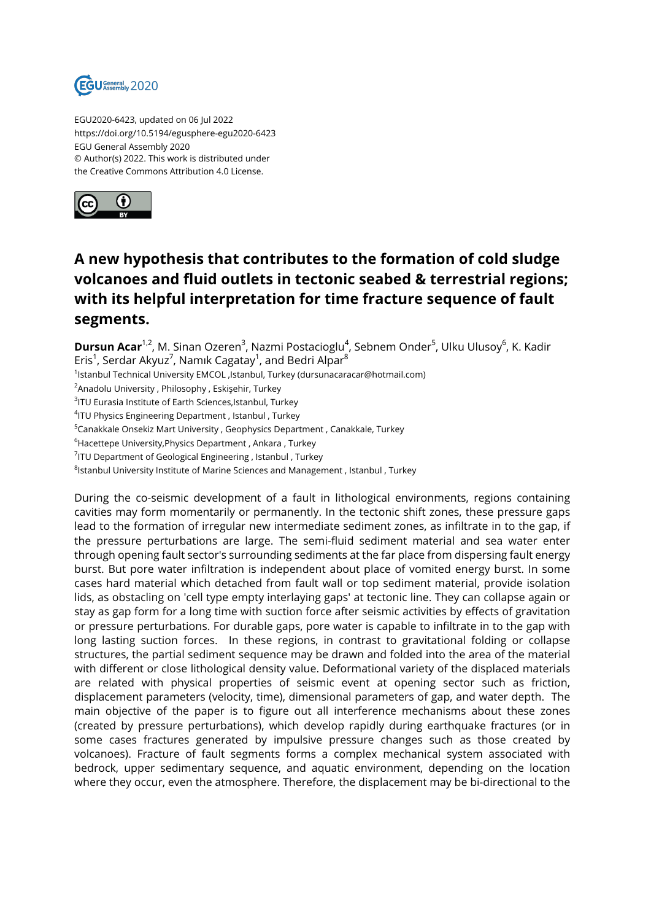EGU2020-6423, updated on 06 Jul 2022
https://doi.org/10.5194/egusphere-egu2020-6423
EGU General Assembly 2020
© Author(s) 2022. This work is distributed under
the Creative Commons Attribution 4.0 License.

# A new hypothesis that contributes to the formation of cold sludge volcanoes and fluid outlets in tectonic seabed & terrestrial regions; with its helpful interpretation for time fracture sequence of fault segments.

**Dursun Acar**[1,2], M. Sinan Ozeren[3], Nazmi Postacioglu[4], Sebnem Onder[5], Ulku Ulusoy[6], K. Kadir Eris[1], Serdar Akyuz[7], Namık Cagatay[1], and Bedri Alpar[8]

[1]Istanbul Technical University EMCOL ,Istanbul, Turkey (dursunacaracar@hotmail.com)
[2]Anadolu University , Philosophy , Eskişehir, Turkey
[3]ITU Eurasia Institute of Earth Sciences,Istanbul, Turkey
[4]ITU Physics Engineering Department , Istanbul , Turkey
[5]Canakkale Onsekiz Mart University , Geophysics Department , Canakkale, Turkey
[6]Hacettepe University,Physics Department , Ankara , Turkey
[7]ITU Department of Geological Engineering , Istanbul , Turkey
[8]Istanbul University Institute of Marine Sciences and Management , Istanbul , Turkey

During the co-seismic development of a fault in lithological environments, regions containing cavities may form momentarily or permanently. In the tectonic shift zones, these pressure gaps lead to the formation of irregular new intermediate sediment zones, as infiltrate in to the gap, if the pressure perturbations are large. The semi-fluid sediment material and sea water enter through opening fault sector's surrounding sediments at the far place from dispersing fault energy burst. But pore water infiltration is independent about place of vomited energy burst. In some cases hard material which detached from fault wall or top sediment material, provide isolation lids, as obstacling on 'cell type empty interlaying gaps' at tectonic line. They can collapse again or stay as gap form for a long time with suction force after seismic activities by effects of gravitation or pressure perturbations. For durable gaps, pore water is capable to infiltrate in to the gap with long lasting suction forces. In these regions, in contrast to gravitational folding or collapse structures, the partial sediment sequence may be drawn and folded into the area of the material with different or close lithological density value. Deformational variety of the displaced materials are related with physical properties of seismic event at opening sector such as friction, displacement parameters (velocity, time), dimensional parameters of gap, and water depth. The main objective of the paper is to figure out all interference mechanisms about these zones (created by pressure perturbations), which develop rapidly during earthquake fractures (or in some cases fractures generated by impulsive pressure changes such as those created by volcanoes). Fracture of fault segments forms a complex mechanical system associated with bedrock, upper sedimentary sequence, and aquatic environment, depending on the location where they occur, even the atmosphere. Therefore, the displacement may be bi-directional to the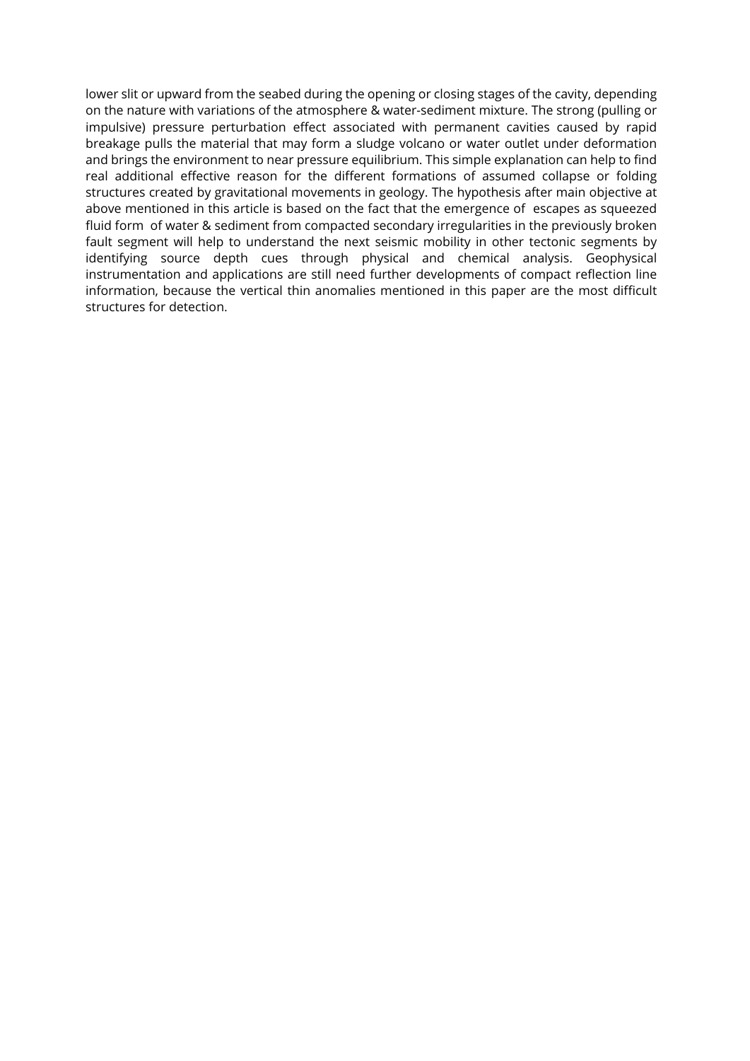lower slit or upward from the seabed during the opening or closing stages of the cavity, depending on the nature with variations of the atmosphere & water-sediment mixture. The strong (pulling or impulsive) pressure perturbation effect associated with permanent cavities caused by rapid breakage pulls the material that may form a sludge volcano or water outlet under deformation and brings the environment to near pressure equilibrium. This simple explanation can help to find real additional effective reason for the different formations of assumed collapse or folding structures created by gravitational movements in geology. The hypothesis after main objective at above mentioned in this article is based on the fact that the emergence of escapes as squeezed fluid form of water & sediment from compacted secondary irregularities in the previously broken fault segment will help to understand the next seismic mobility in other tectonic segments by identifying source depth cues through physical and chemical analysis. Geophysical instrumentation and applications are still need further developments of compact reflection line information, because the vertical thin anomalies mentioned in this paper are the most difficult structures for detection.